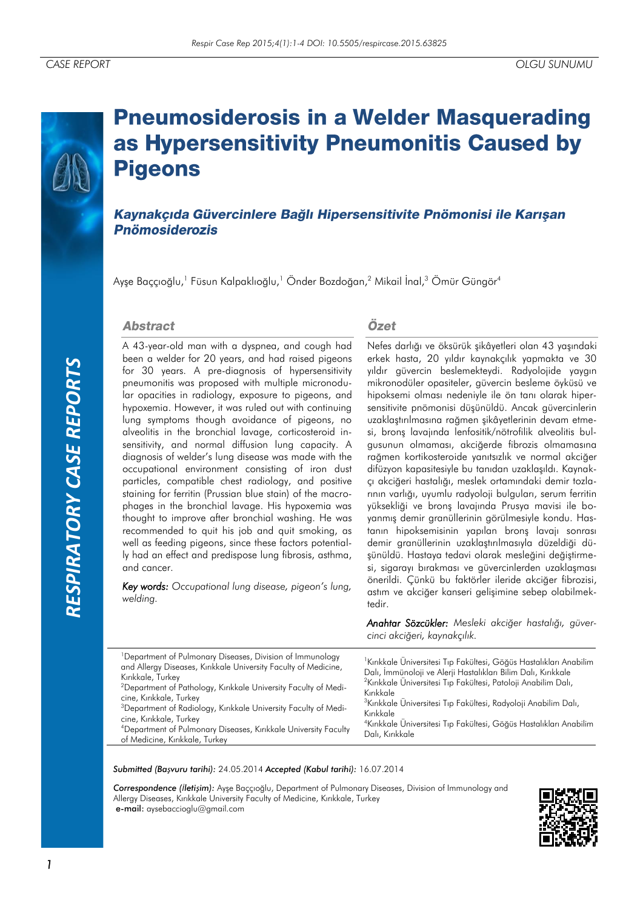CASE REPORT OLGU SUNUMU

# Pneumosiderosis in a Welder Masquerading as Hypersensitivity Pneumonitis Caused by Pigeons

## *Kaynakçıda Güvercinlere Bağlı Hipersensitivite Pnömonisi ile Karışan Pnömosiderozis*

Ayşe Baççıoğlu,[1] Füsun Kalpaklıoğlu,[1] Önder Bozdoğan,[2] Mikail İnal,[3] Ömür Güngör[4]

### Abstract

A 43-year-old man with a dyspnea, and cough had been a welder for 20 years, and had raised pigeons for 30 years. A pre-diagnosis of hypersensitivity pneumonitis was proposed with multiple micronodular opacities in radiology, exposure to pigeons, and hypoxemia. However, it was ruled out with continuing lung symptoms though avoidance of pigeons, no alveolitis in the bronchial lavage, corticosteroid insensitivity, and normal diffusion lung capacity. A diagnosis of welder's lung disease was made with the occupational environment consisting of iron dust particles, compatible chest radiology, and positive staining for ferritin (Prussian blue stain) of the macrophages in the bronchial lavage. His hypoxemia was thought to improve after bronchial washing. He was recommended to quit his job and quit smoking, as well as feeding pigeons, since these factors potentially had an effect and predispose lung fibrosis, asthma, and cancer.

*Key words: Occupational lung disease, pigeon's lung, welding.*

### Özet

Nefes darlığı ve öksürük şikâyetleri olan 43 yaşındaki erkek hasta, 20 yıldır kaynakçılık yapmakta ve 30 yıldır güvercin beslemekteydi. Radyolojide yaygın mikronodüler opasiteler, güvercin besleme öyküsü ve hipoksemi olması nedeniyle ile ön tanı olarak hipersensitivite pnömonisi düşünüldü. Ancak güvercinlerin uzaklaştırılmasına rağmen şikâyetlerinin devam etmesi, bronş lavajında lenfositik/nötrofilik alveolitis bulgusunun olmaması, akciğerde fibrozis olmamasına rağmen kortikosteroide yanıtsızlık ve normal akciğer difüzyon kapasitesiyle bu tanıdan uzaklaşıldı. Kaynakçı akciğeri hastalığı, meslek ortamındaki demir tozlarının varlığı, uyumlu radyoloji bulguları, serum ferritin yüksekliği ve bronş lavajında Prusya mavisi ile boyanmış demir granüllerinin görülmesiyle kondu. Hastanın hipoksemisinin yapılan bronş lavajı sonrası demir granüllerinin uzaklaştırılmasıyla düzeldiği düşünüldü. Hastaya tedavi olarak mesleğini değiştirmesi, sigarayı bırakması ve güvercinlerden uzaklaşması önerildi. Çünkü bu faktörler ileride akciğer fibrozisi, astım ve akciğer kanseri gelişimine sebep olabilmektedir.

*Anahtar Sözcükler: Mesleki akciğer hastalığı, güvercinci akciğeri, kaynakçılık.*

[1]Department of Pulmonary Diseases, Division of Immunology and Allergy Diseases, Kırıkkale University Faculty of Medicine, Kırıkkale, Turkey
[2]Department of Pathology, Kırıkkale University Faculty of Medicine, Kırıkkale, Turkey
[3]Department of Radiology, Kırıkkale University Faculty of Medicine, Kırıkkale, Turkey
[4]Department of Pulmonary Diseases, Kırıkkale University Faculty of Medicine, Kırıkkale, Turkey

[1]Kırıkkale Üniversitesi Tıp Fakültesi, Göğüs Hastalıkları Anabilim Dalı, İmmünoloji ve Alerji Hastalıkları Bilim Dalı, Kırıkkale
[2]Kırıkkale Üniversitesi Tıp Fakültesi, Patoloji Anabilim Dalı, Kırıkkale
[3]Kırıkkale Üniversitesi Tıp Fakültesi, Radyoloji Anabilim Dalı, Kırıkkale
[4]Kırıkkale Üniversitesi Tıp Fakültesi, Göğüs Hastalıkları Anabilim Dalı, Kırıkkale

***Submitted (Başvuru tarihi):*** 24.05.2014 ***Accepted (Kabul tarihi):*** 16.07.2014

***Correspondence (İletişim):*** Ayşe Baççıoğlu, Department of Pulmonary Diseases, Division of Immunology and Allergy Diseases, Kırıkkale University Faculty of Medicine, Kırıkkale, Turkey
**e-mail:** aysebaccioglu@gmail.com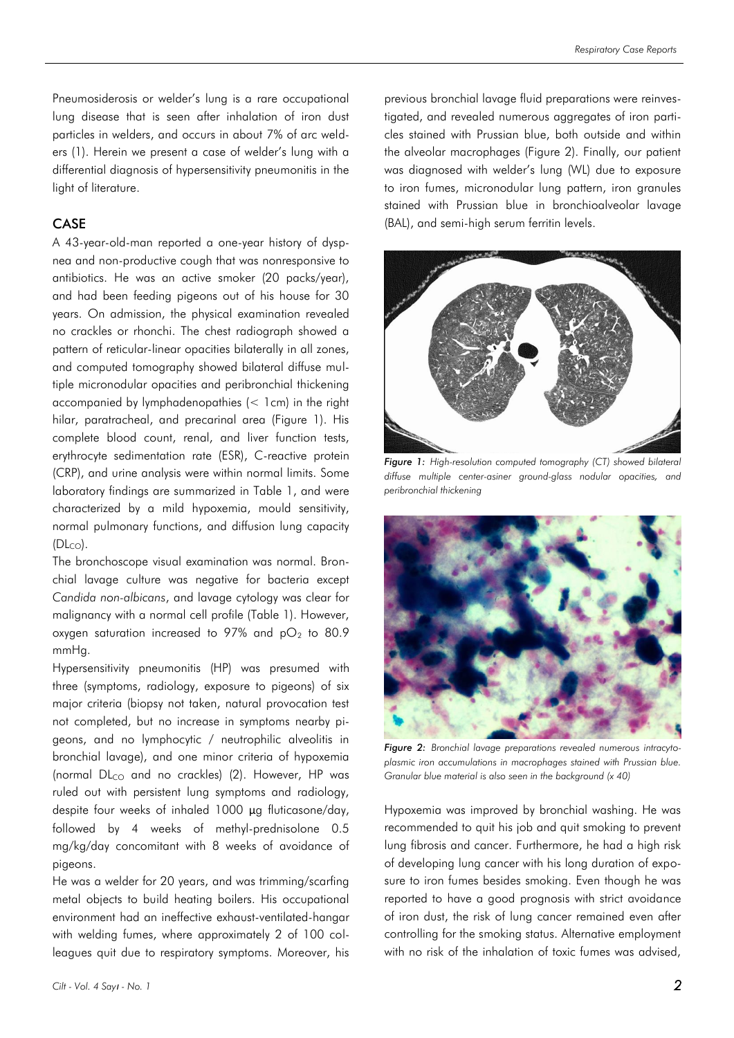Pneumosiderosis or welder's lung is a rare occupational lung disease that is seen after inhalation of iron dust particles in welders, and occurs in about 7% of arc welders (1). Herein we present a case of welder's lung with a differential diagnosis of hypersensitivity pneumonitis in the light of literature.

## CASE

A 43-year-old-man reported a one-year history of dyspnea and non-productive cough that was nonresponsive to antibiotics. He was an active smoker (20 packs/year), and had been feeding pigeons out of his house for 30 years. On admission, the physical examination revealed no crackles or rhonchi. The chest radiograph showed a pattern of reticular-linear opacities bilaterally in all zones, and computed tomography showed bilateral diffuse multiple micronodular opacities and peribronchial thickening accompanied by lymphadenopathies (< 1cm) in the right hilar, paratracheal, and precarinal area (Figure 1). His complete blood count, renal, and liver function tests, erythrocyte sedimentation rate (ESR), C-reactive protein (CRP), and urine analysis were within normal limits. Some laboratory findings are summarized in Table 1, and were characterized by a mild hypoxemia, mould sensitivity, normal pulmonary functions, and diffusion lung capacity ($DL_{CO}$).

The bronchoscope visual examination was normal. Bronchial lavage culture was negative for bacteria except *Candida non-albicans*, and lavage cytology was clear for malignancy with a normal cell profile (Table 1). However, oxygen saturation increased to 97% and $pO_2$ to 80.9 mmHg.

Hypersensitivity pneumonitis (HP) was presumed with three (symptoms, radiology, exposure to pigeons) of six major criteria (biopsy not taken, natural provocation test not completed, but no increase in symptoms nearby pigeons, and no lymphocytic / neutrophilic alveolitis in bronchial lavage), and one minor criteria of hypoxemia (normal $DL_{CO}$ and no crackles) (2). However, HP was ruled out with persistent lung symptoms and radiology, despite four weeks of inhaled 1000 μg fluticasone/day, followed by 4 weeks of methyl-prednisolone 0.5 mg/kg/day concomitant with 8 weeks of avoidance of pigeons.

He was a welder for 20 years, and was trimming/scarfing metal objects to build heating boilers. His occupational environment had an ineffective exhaust-ventilated-hangar with welding fumes, where approximately 2 of 100 colleagues quit due to respiratory symptoms. Moreover, his previous bronchial lavage fluid preparations were reinvestigated, and revealed numerous aggregates of iron particles stained with Prussian blue, both outside and within the alveolar macrophages (Figure 2). Finally, our patient was diagnosed with welder's lung (WL) due to exposure to iron fumes, micronodular lung pattern, iron granules stained with Prussian blue in bronchioalveolar lavage (BAL), and semi-high serum ferritin levels.

*Figure 1: High-resolution computed tomography (CT) showed bilateral diffuse multiple center-asiner ground-glass nodular opacities, and peribronchial thickening*

*Figure 2: Bronchial lavage preparations revealed numerous intracytoplasmic iron accumulations in macrophages stained with Prussian blue. Granular blue material is also seen in the background (x 40)*

Hypoxemia was improved by bronchial washing. He was recommended to quit his job and quit smoking to prevent lung fibrosis and cancer. Furthermore, he had a high risk of developing lung cancer with his long duration of exposure to iron fumes besides smoking. Even though he was reported to have a good prognosis with strict avoidance of iron dust, the risk of lung cancer remained even after controlling for the smoking status. Alternative employment with no risk of the inhalation of toxic fumes was advised,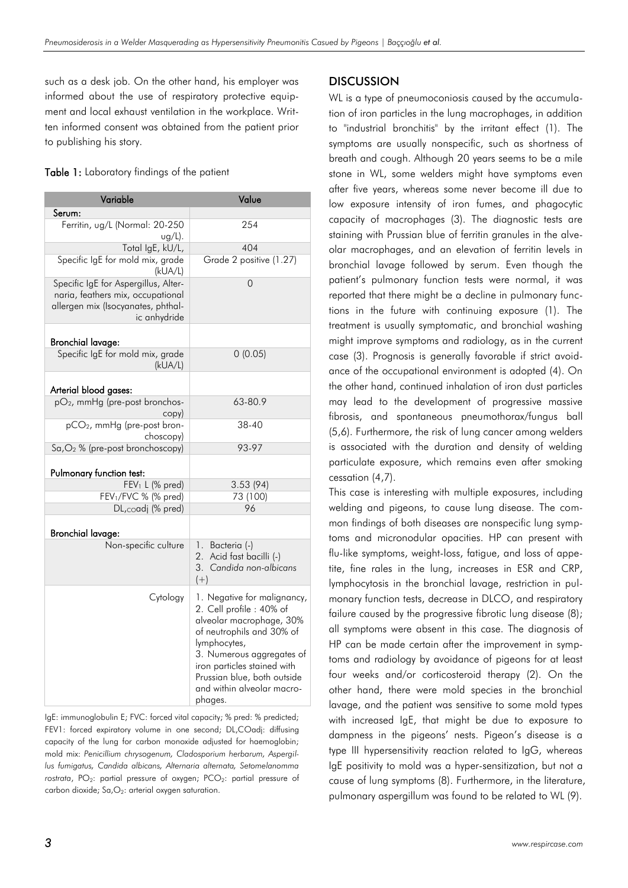such as a desk job. On the other hand, his employer was informed about the use of respiratory protective equipment and local exhaust ventilation in the workplace. Written informed consent was obtained from the patient prior to publishing his story.

**Table 1:** Laboratory findings of the patient

| Variable | Value |
|---|---|
| **Serum:** | |
| Ferritin, ug/L (Normal: 20-250 ug/L). | 254 |
| Total IgE, kU/L, | 404 |
| Specific IgE for mold mix, grade (kUA/L) | Grade 2 positive (1.27) |
| Specific IgE for Aspergillus, Alternaria, feathers mix, occupational allergen mix (Isocyanates, phthalic anhydride | 0 |
| **Bronchial lavage:** | |
| Specific IgE for mold mix, grade (kUA/L) | 0 (0.05) |
| **Arterial blood gases:** | |
| $pO_2$, mmHg (pre-post bronchoscopy) | 63-80.9 |
| $pCO_2$, mmHg (pre-post bronchoscopy) | 38-40 |
| $Sa,O_2$ % (pre-post bronchoscopy) | 93-97 |
| **Pulmonary function test:** | |
| $FEV_1$ L (% pred) | 3.53 (94) |
| $FEV_1/FVC$ % (% pred) | 73 (100) |
| $DL_{CO}adj$ (% pred) | 96 |
| **Bronchial lavage:** | |
| Non-specific culture | 1. Bacteria (-) 2. Acid fast bacilli (-) 3. *Candida non-albicans* (+) |
| Cytology | 1. Negative for malignancy, 2. Cell profile : 40% of alveolar macrophage, 30% of neutrophils and 30% of lymphocytes, 3. Numerous aggregates of iron particles stained with Prussian blue, both outside and within alveolar macrophages. |

IgE: immunoglobulin E; FVC: forced vital capacity; % pred: % predicted; FEV1: forced expiratory volume in one second; DL,COadj: diffusing capacity of the lung for carbon monoxide adjusted for haemoglobin; mold mix: *Penicillium chrysogenum, Cladosporium herbarum, Aspergillus fumigatus, Candida albicans, Alternaria alternata, Setomelanomma rostrata*, $PO_2$: partial pressure of oxygen; $PCO_2$: partial pressure of carbon dioxide; $Sa,O_2$: arterial oxygen saturation.

## DISCUSSION

WL is a type of pneumoconiosis caused by the accumulation of iron particles in the lung macrophages, in addition to "industrial bronchitis" by the irritant effect (1). The symptoms are usually nonspecific, such as shortness of breath and cough. Although 20 years seems to be a mile stone in WL, some welders might have symptoms even after five years, whereas some never become ill due to low exposure intensity of iron fumes, and phagocytic capacity of macrophages (3). The diagnostic tests are staining with Prussian blue of ferritin granules in the alveolar macrophages, and an elevation of ferritin levels in bronchial lavage followed by serum. Even though the patient's pulmonary function tests were normal, it was reported that there might be a decline in pulmonary functions in the future with continuing exposure (1). The treatment is usually symptomatic, and bronchial washing might improve symptoms and radiology, as in the current case (3). Prognosis is generally favorable if strict avoidance of the occupational environment is adopted (4). On the other hand, continued inhalation of iron dust particles may lead to the development of progressive massive fibrosis, and spontaneous pneumothorax/fungus ball (5,6). Furthermore, the risk of lung cancer among welders is associated with the duration and density of welding particulate exposure, which remains even after smoking cessation (4,7).

This case is interesting with multiple exposures, including welding and pigeons, to cause lung disease. The common findings of both diseases are nonspecific lung symptoms and micronodular opacities. HP can present with flu-like symptoms, weight-loss, fatigue, and loss of appetite, fine rales in the lung, increases in ESR and CRP, lymphocytosis in the bronchial lavage, restriction in pulmonary function tests, decrease in DLCO, and respiratory failure caused by the progressive fibrotic lung disease (8); all symptoms were absent in this case. The diagnosis of HP can be made certain after the improvement in symptoms and radiology by avoidance of pigeons for at least four weeks and/or corticosteroid therapy (2). On the other hand, there were mold species in the bronchial lavage, and the patient was sensitive to some mold types with increased IgE, that might be due to exposure to dampness in the pigeons' nests. Pigeon's disease is a type III hypersensitivity reaction related to IgG, whereas IgE positivity to mold was a hyper-sensitization, but not a cause of lung symptoms (8). Furthermore, in the literature, pulmonary aspergillum was found to be related to WL (9).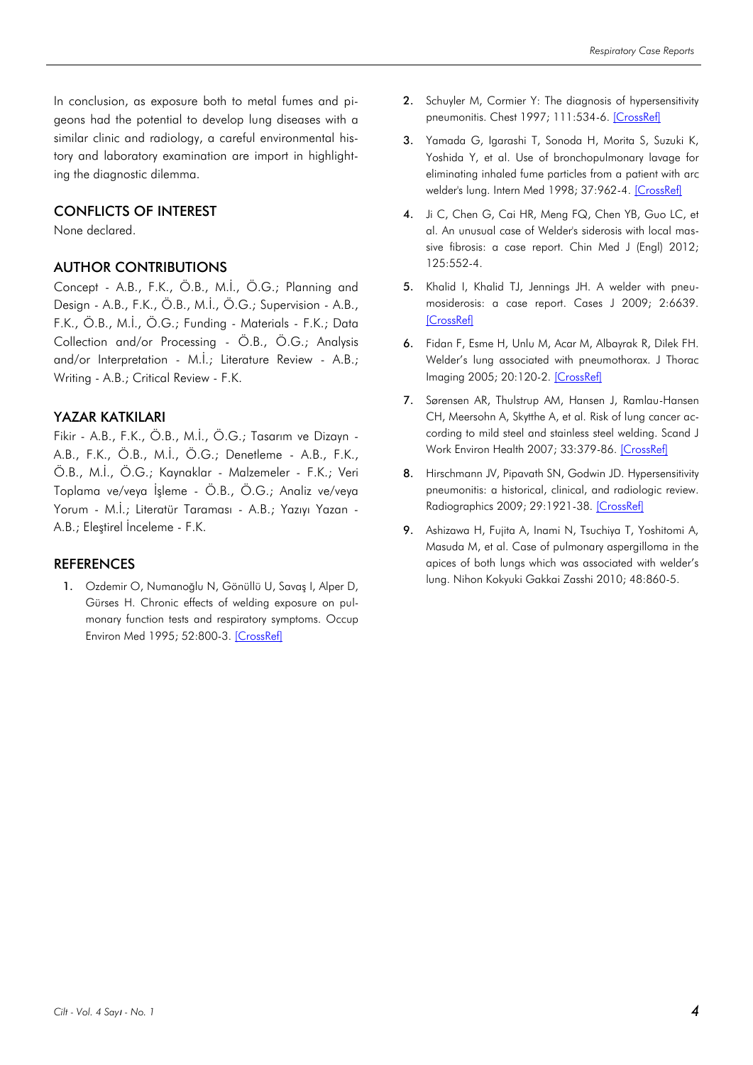In conclusion, as exposure both to metal fumes and pigeons had the potential to develop lung diseases with a similar clinic and radiology, a careful environmental history and laboratory examination are import in highlighting the diagnostic dilemma.

## CONFLICTS OF INTEREST

None declared.

## AUTHOR CONTRIBUTIONS

Concept - A.B., F.K., Ö.B., M.İ., Ö.G.; Planning and Design - A.B., F.K., Ö.B., M.İ., Ö.G.; Supervision - A.B., F.K., Ö.B., M.İ., Ö.G.; Funding - Materials - F.K.; Data Collection and/or Processing - Ö.B., Ö.G.; Analysis and/or Interpretation - M.İ.; Literature Review - A.B.; Writing - A.B.; Critical Review - F.K.

## YAZAR KATKILARI

Fikir - A.B., F.K., Ö.B., M.İ., Ö.G.; Tasarım ve Dizayn - A.B., F.K., Ö.B., M.İ., Ö.G.; Denetleme - A.B., F.K., Ö.B., M.İ., Ö.G.; Kaynaklar - Malzemeler - F.K.; Veri Toplama ve/veya İşleme - Ö.B., Ö.G.; Analiz ve/veya Yorum - M.İ.; Literatür Taraması - A.B.; Yazıyı Yazan - A.B.; Eleştirel İnceleme - F.K.

## REFERENCES

1. Ozdemir O, Numanoğlu N, Gönüllü U, Savaş I, Alper D, Gürses H. Chronic effects of welding exposure on pulmonary function tests and respiratory symptoms. Occup Environ Med 1995; 52:800-3. [CrossRef]
2. Schuyler M, Cormier Y: The diagnosis of hypersensitivity pneumonitis. Chest 1997; 111:534-6. [CrossRef]
3. Yamada G, Igarashi T, Sonoda H, Morita S, Suzuki K, Yoshida Y, et al. Use of bronchopulmonary lavage for eliminating inhaled fume particles from a patient with arc welder's lung. Intern Med 1998; 37:962-4. [CrossRef]
4. Ji C, Chen G, Cai HR, Meng FQ, Chen YB, Guo LC, et al. An unusual case of Welder's siderosis with local massive fibrosis: a case report. Chin Med J (Engl) 2012; 125:552-4.
5. Khalid I, Khalid TJ, Jennings JH. A welder with pneumosiderosis: a case report. Cases J 2009; 2:6639. [CrossRef]
6. Fidan F, Esme H, Unlu M, Acar M, Albayrak R, Dilek FH. Welder's lung associated with pneumothorax. J Thorac Imaging 2005; 20:120-2. [CrossRef]
7. Sørensen AR, Thulstrup AM, Hansen J, Ramlau-Hansen CH, Meersohn A, Skytthe A, et al. Risk of lung cancer according to mild steel and stainless steel welding. Scand J Work Environ Health 2007; 33:379-86. [CrossRef]
8. Hirschmann JV, Pipavath SN, Godwin JD. Hypersensitivity pneumonitis: a historical, clinical, and radiologic review. Radiographics 2009; 29:1921-38. [CrossRef]
9. Ashizawa H, Fujita A, Inami N, Tsuchiya T, Yoshitomi A, Masuda M, et al. Case of pulmonary aspergilloma in the apices of both lungs which was associated with welder's lung. Nihon Kokyuki Gakkai Zasshi 2010; 48:860-5.